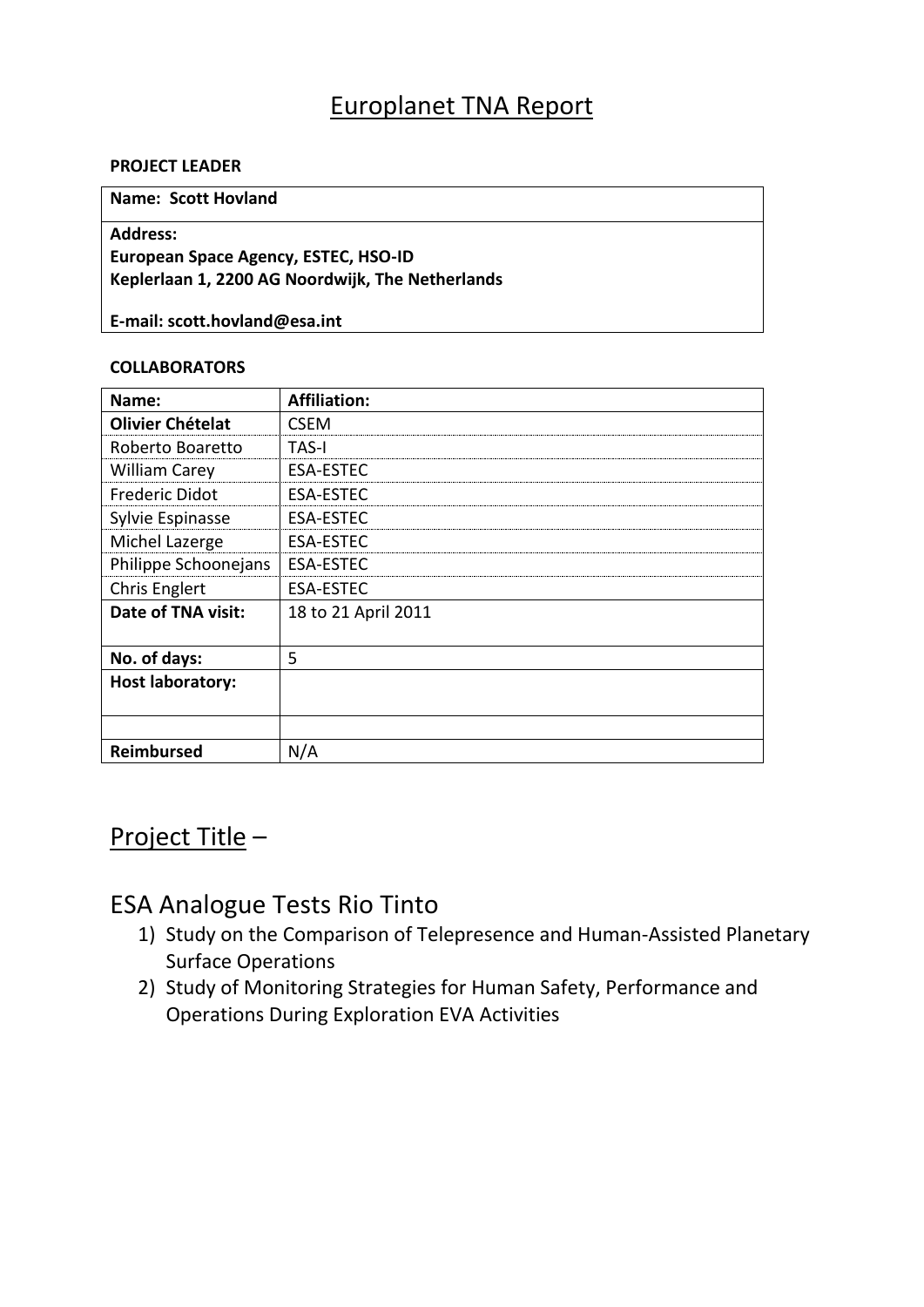# Europlanet TNA Report

**PROJECT LEADER**

| **Name: Scott Hovland** |
|---|
| **Address:**<br>**European Space Agency, ESTEC, HSO-ID**<br>**Keplerlaan 1, 2200 AG Noordwijk, The Netherlands**<br><br>**E-mail: scott.hovland@esa.int** |

**COLLABORATORS**

| **Name:** | **Affiliation:** |
|---|---|
| **Olivier Chételat** | CSEM |
| Roberto Boaretto | TAS-I |
| William Carey | ESA-ESTEC |
| Frederic Didot | ESA-ESTEC |
| Sylvie Espinasse | ESA-ESTEC |
| Michel Lazerge | ESA-ESTEC |
| Philippe Schoonejans | ESA-ESTEC |
| Chris Englert | ESA-ESTEC |
| **Date of TNA visit:** | 18 to 21 April 2011 |
| **No. of days:** | 5 |
| **Host laboratory:** | |
| | |
| **Reimbursed** | N/A |

## Project Title –

## ESA Analogue Tests Rio Tinto

1) Study on the Comparison of Telepresence and Human-Assisted Planetary Surface Operations
2) Study of Monitoring Strategies for Human Safety, Performance and Operations During Exploration EVA Activities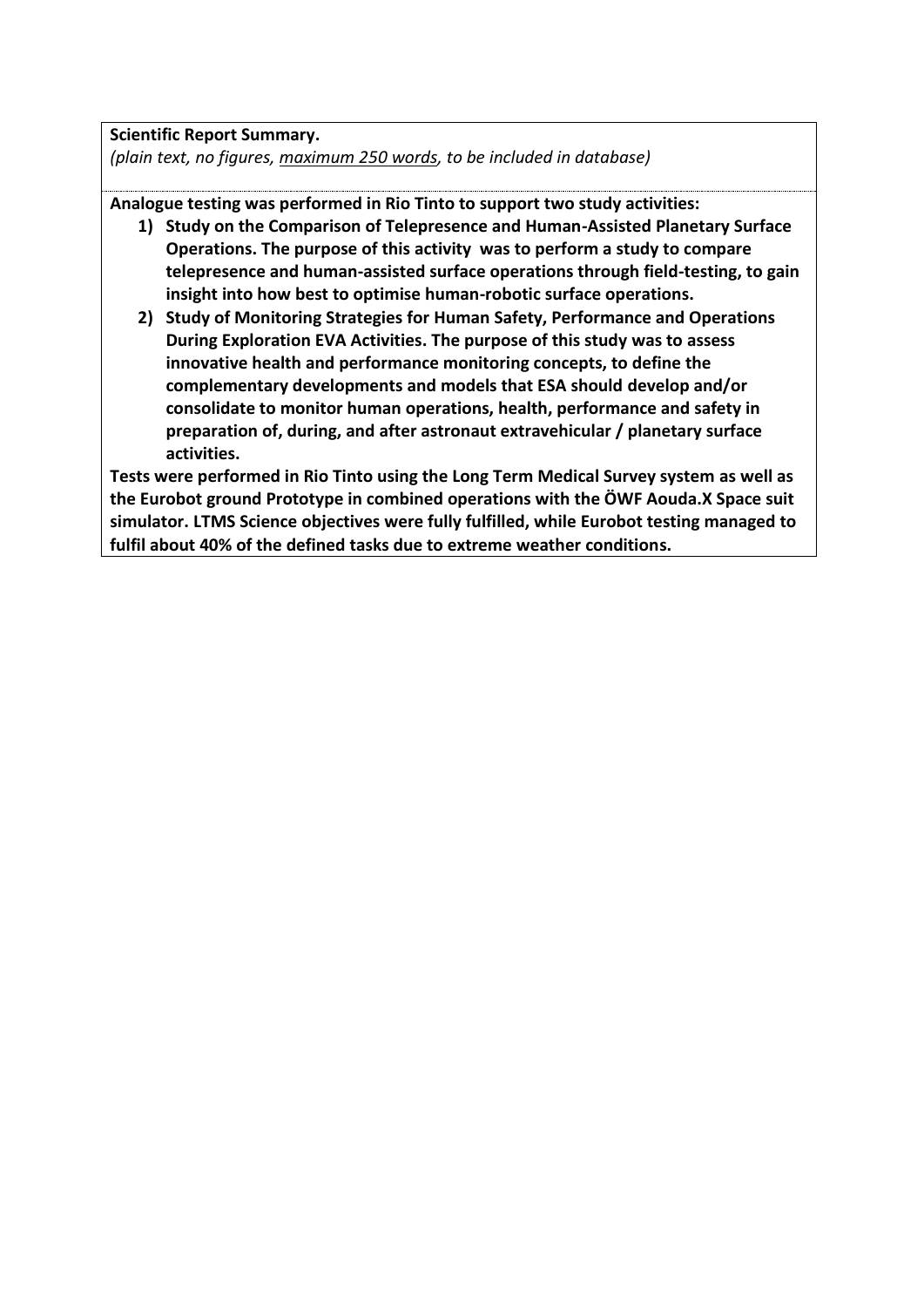**Scientific Report Summary.**
*(plain text, no figures, maximum 250 words, to be included in database)*

**Analogue testing was performed in Rio Tinto to support two study activities:**

1) **Study on the Comparison of Telepresence and Human-Assisted Planetary Surface Operations. The purpose of this activity was to perform a study to compare telepresence and human-assisted surface operations through field-testing, to gain insight into how best to optimise human-robotic surface operations.**
2) **Study of Monitoring Strategies for Human Safety, Performance and Operations During Exploration EVA Activities. The purpose of this study was to assess innovative health and performance monitoring concepts, to define the complementary developments and models that ESA should develop and/or consolidate to monitor human operations, health, performance and safety in preparation of, during, and after astronaut extravehicular / planetary surface activities.**

**Tests were performed in Rio Tinto using the Long Term Medical Survey system as well as the Eurobot ground Prototype in combined operations with the ÖWF Aouda.X Space suit simulator. LTMS Science objectives were fully fulfilled, while Eurobot testing managed to fulfil about 40% of the defined tasks due to extreme weather conditions.**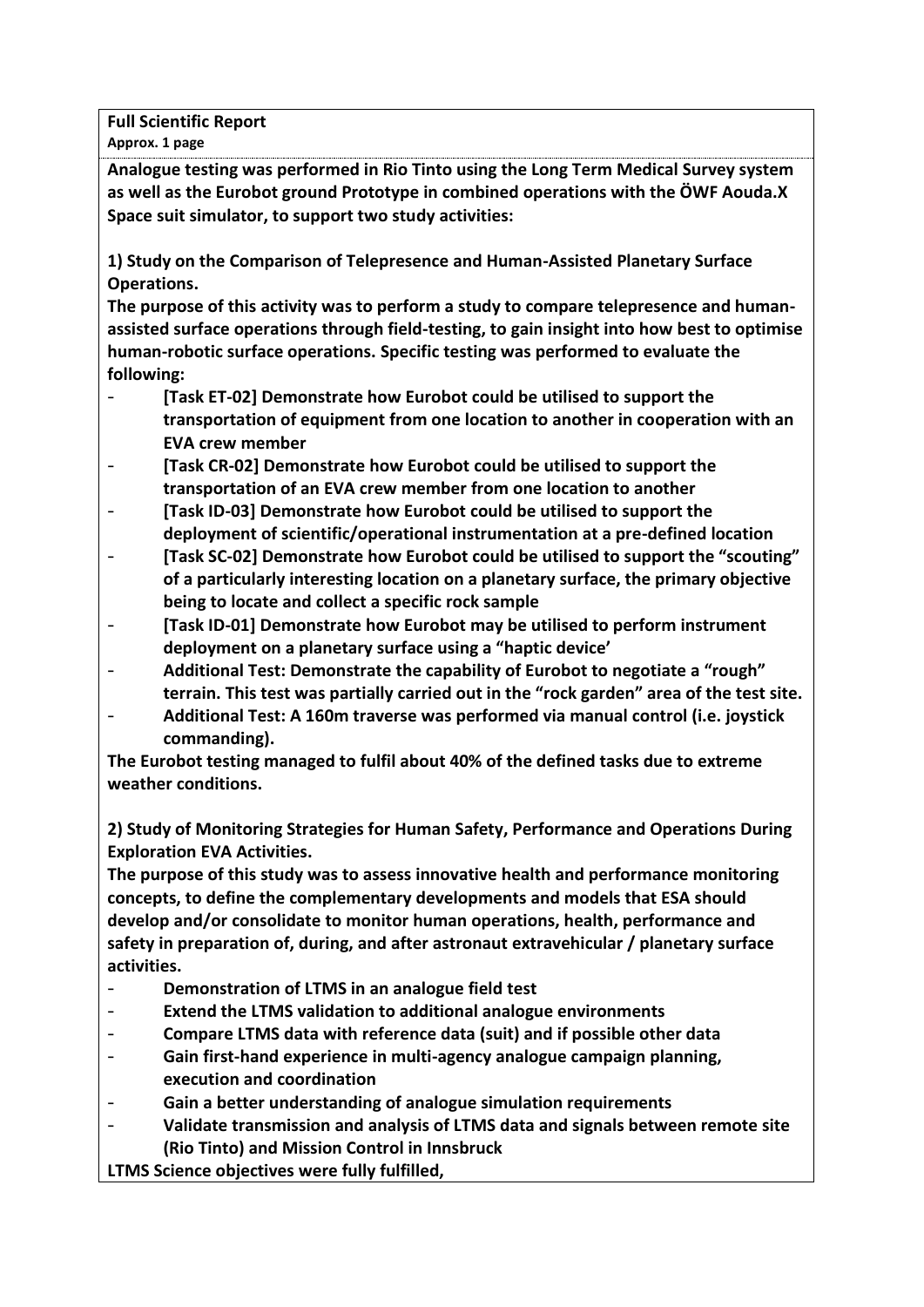**Full Scientific Report**
**Approx. 1 page**

**Analogue testing was performed in Rio Tinto using the Long Term Medical Survey system as well as the Eurobot ground Prototype in combined operations with the ÖWF Aouda.X Space suit simulator, to support two study activities:**

**1) Study on the Comparison of Telepresence and Human-Assisted Planetary Surface Operations.**
**The purpose of this activity was to perform a study to compare telepresence and human-assisted surface operations through field-testing, to gain insight into how best to optimise human-robotic surface operations. Specific testing was performed to evaluate the following:**

- **[Task ET-02] Demonstrate how Eurobot could be utilised to support the transportation of equipment from one location to another in cooperation with an EVA crew member**
- **[Task CR-02] Demonstrate how Eurobot could be utilised to support the transportation of an EVA crew member from one location to another**
- **[Task ID-03] Demonstrate how Eurobot could be utilised to support the deployment of scientific/operational instrumentation at a pre-defined location**
- **[Task SC-02] Demonstrate how Eurobot could be utilised to support the "scouting" of a particularly interesting location on a planetary surface, the primary objective being to locate and collect a specific rock sample**
- **[Task ID-01] Demonstrate how Eurobot may be utilised to perform instrument deployment on a planetary surface using a "haptic device'**
- **Additional Test: Demonstrate the capability of Eurobot to negotiate a "rough" terrain. This test was partially carried out in the "rock garden" area of the test site.**
- **Additional Test: A 160m traverse was performed via manual control (i.e. joystick commanding).**

**The Eurobot testing managed to fulfil about 40% of the defined tasks due to extreme weather conditions.**

**2) Study of Monitoring Strategies for Human Safety, Performance and Operations During Exploration EVA Activities.**
**The purpose of this study was to assess innovative health and performance monitoring concepts, to define the complementary developments and models that ESA should develop and/or consolidate to monitor human operations, health, performance and safety in preparation of, during, and after astronaut extravehicular / planetary surface activities.**

- **Demonstration of LTMS in an analogue field test**
- **Extend the LTMS validation to additional analogue environments**
- **Compare LTMS data with reference data (suit) and if possible other data**
- **Gain first-hand experience in multi-agency analogue campaign planning, execution and coordination**
- **Gain a better understanding of analogue simulation requirements**
- **Validate transmission and analysis of LTMS data and signals between remote site (Rio Tinto) and Mission Control in Innsbruck**

**LTMS Science objectives were fully fulfilled,**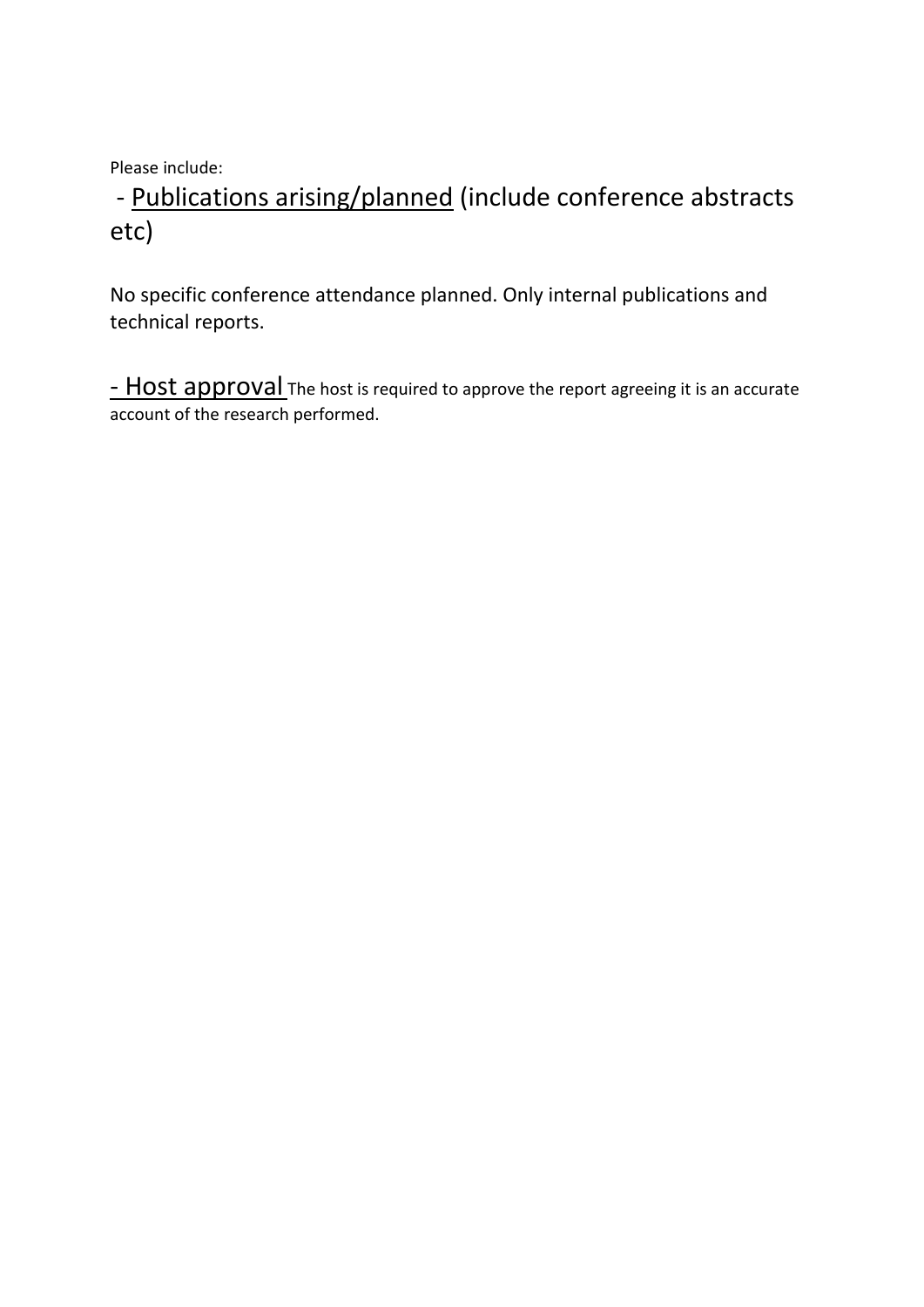Please include:

- <u>Publications arising/planned</u> (include conference abstracts etc)

No specific conference attendance planned. Only internal publications and technical reports.

<u>- Host approval</u> The host is required to approve the report agreeing it is an accurate account of the research performed.